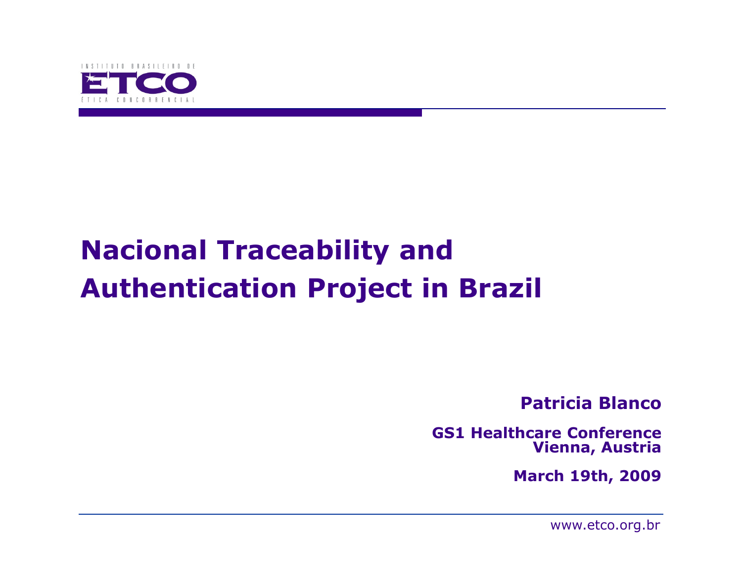INSTITUTO BRASILEIRO DE

ETCO

ÉTICA CONCORRENCIAL

# Nacional Traceability and Authentication Project in Brazil

**Patricia Blanco**

**GS1 Healthcare Conference**
**Vienna, Austria**

**March 19th, 2009**

www.etco.org.br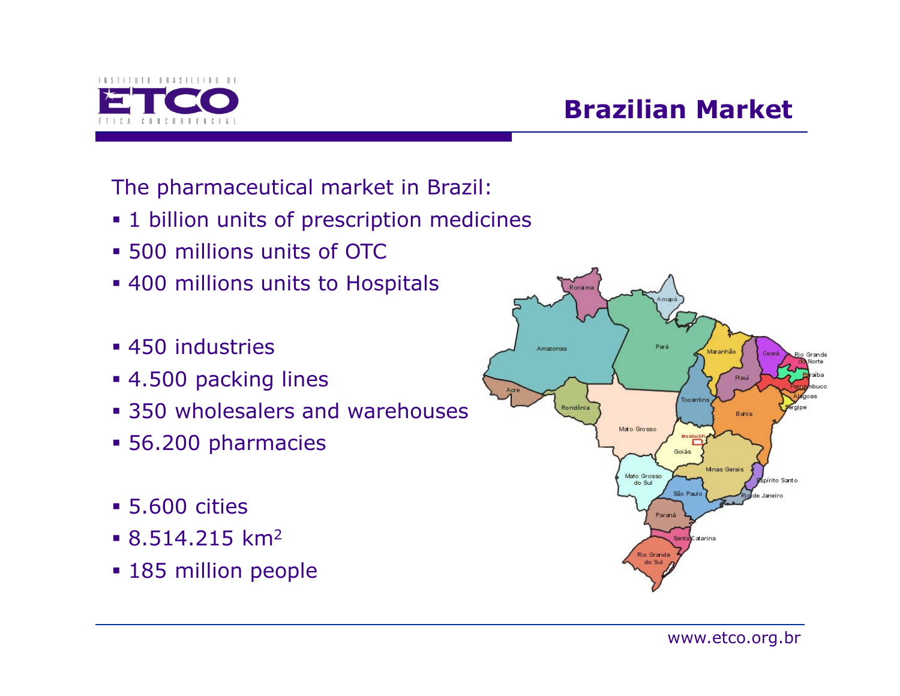# Brazilian Market

The pharmaceutical market in Brazil:

- 1 billion units of prescription medicines
- 500 millions units of OTC
- 400 millions units to Hospitals

- 450 industries
- 4.500 packing lines
- 350 wholesalers and warehouses
- 56.200 pharmacies

- 5.600 cities
- 8.514.215 km$^2$
- 185 million people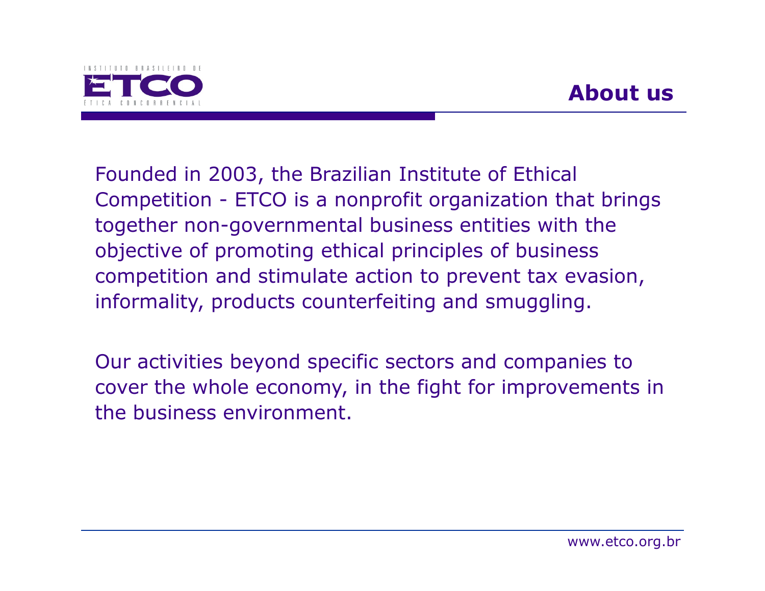# About us

Founded in 2003, the Brazilian Institute of Ethical Competition - ETCO is a nonprofit organization that brings together non-governmental business entities with the objective of promoting ethical principles of business competition and stimulate action to prevent tax evasion, informality, products counterfeiting and smuggling.

Our activities beyond specific sectors and companies to cover the whole economy, in the fight for improvements in the business environment.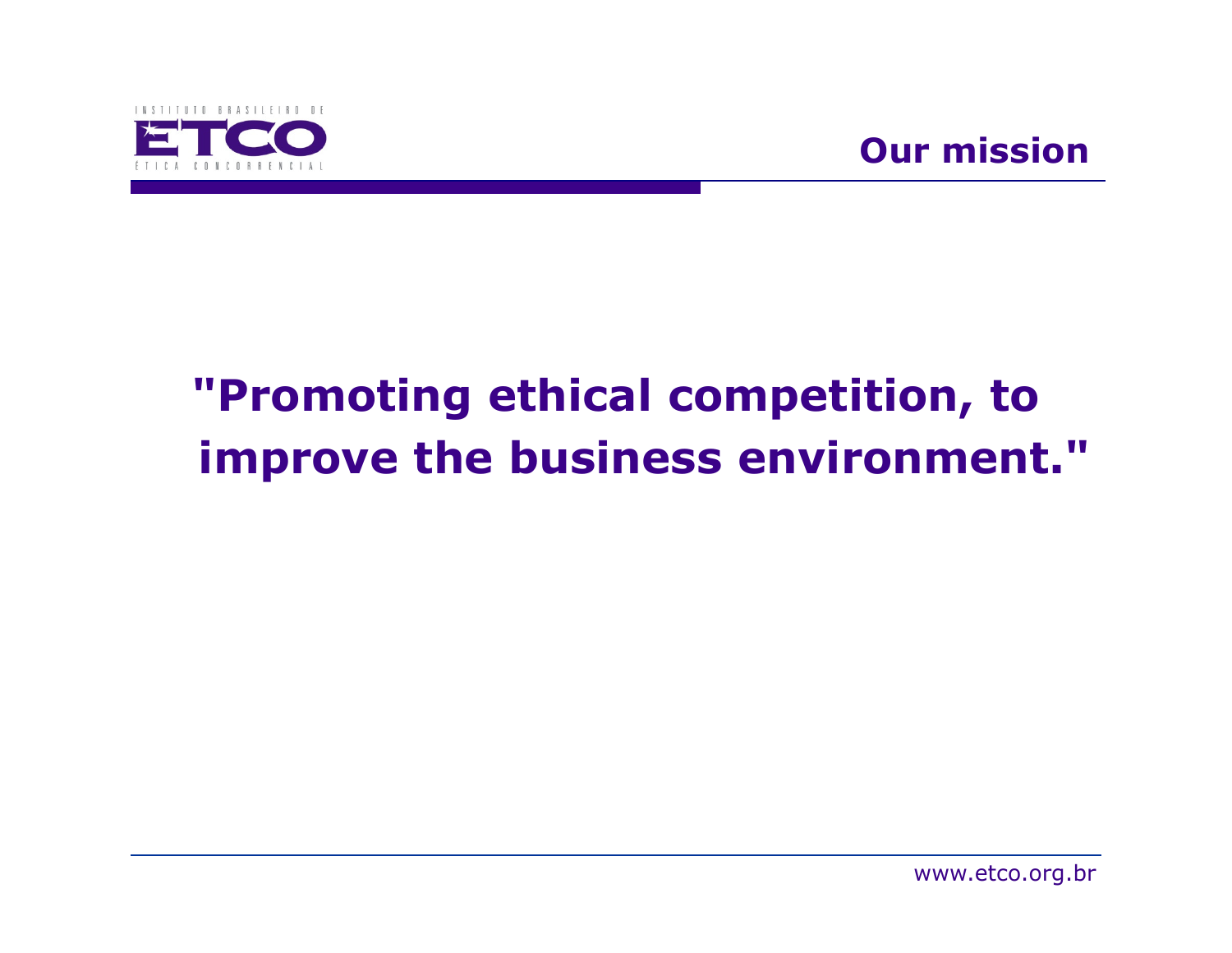## Our mission

**"Promoting ethical competition, to improve the business environment."**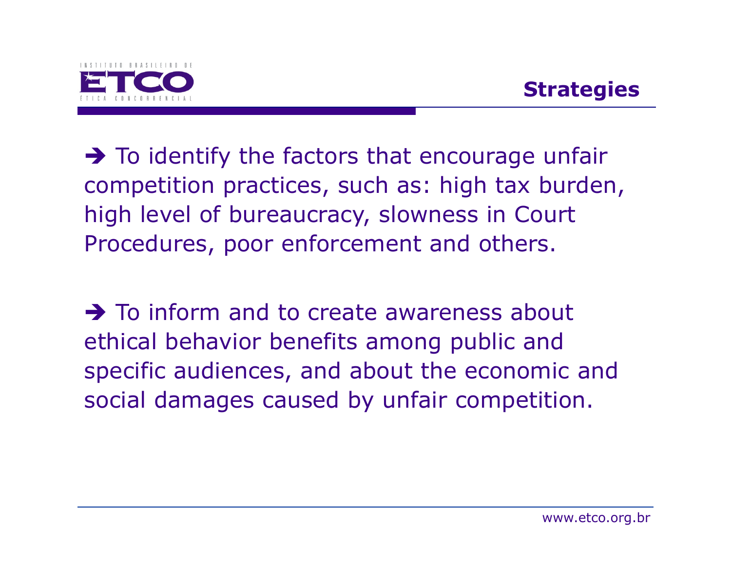## Strategies

➔ To identify the factors that encourage unfair competition practices, such as: high tax burden, high level of bureaucracy, slowness in Court Procedures, poor enforcement and others.

➔ To inform and to create awareness about ethical behavior benefits among public and specific audiences, and about the economic and social damages caused by unfair competition.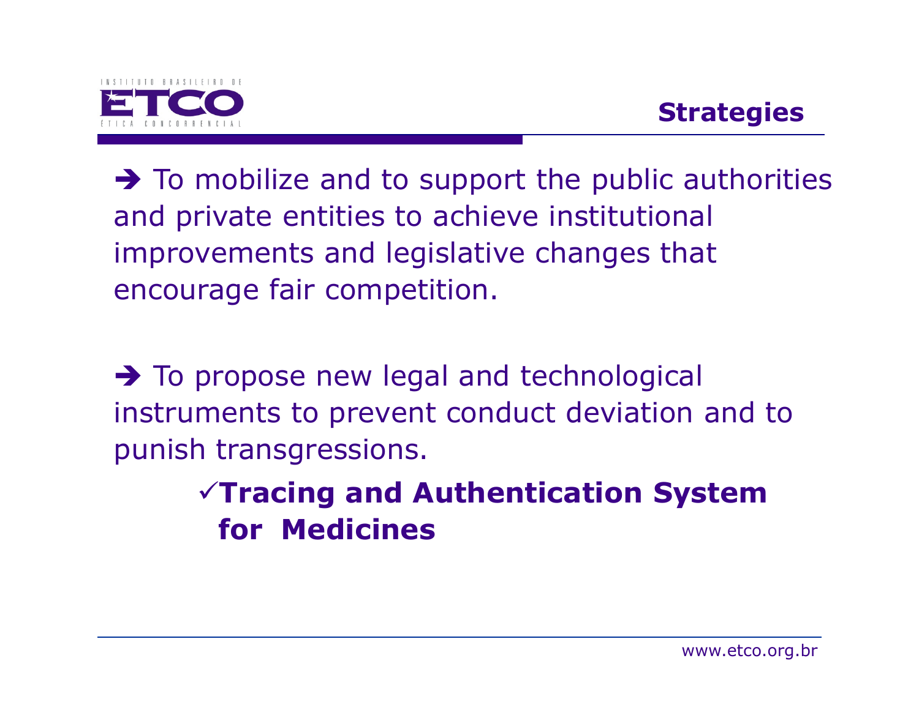## Strategies

➔ To mobilize and to support the public authorities and private entities to achieve institutional improvements and legislative changes that encourage fair competition.

➔ To propose new legal and technological instruments to prevent conduct deviation and to punish transgressions.

- ✓**Tracing and Authentication System for Medicines**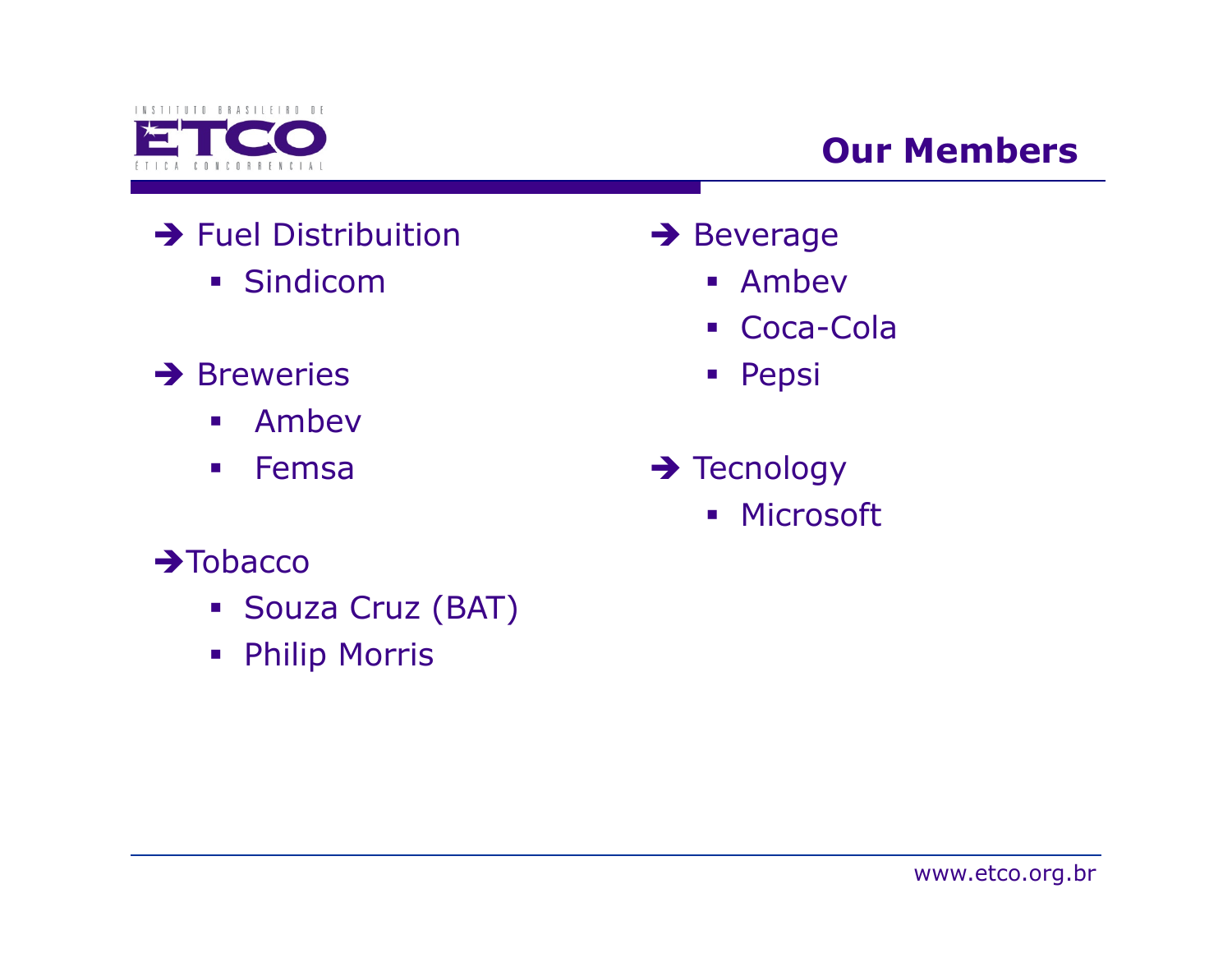## Our Members

- Fuel Distribuition
  - Sindicom
- Breweries
  - Ambev
  - Femsa
- Tobacco
  - Souza Cruz (BAT)
  - Philip Morris
- Beverage
  - Ambev
  - Coca-Cola
  - Pepsi
- Tecnology
  - Microsoft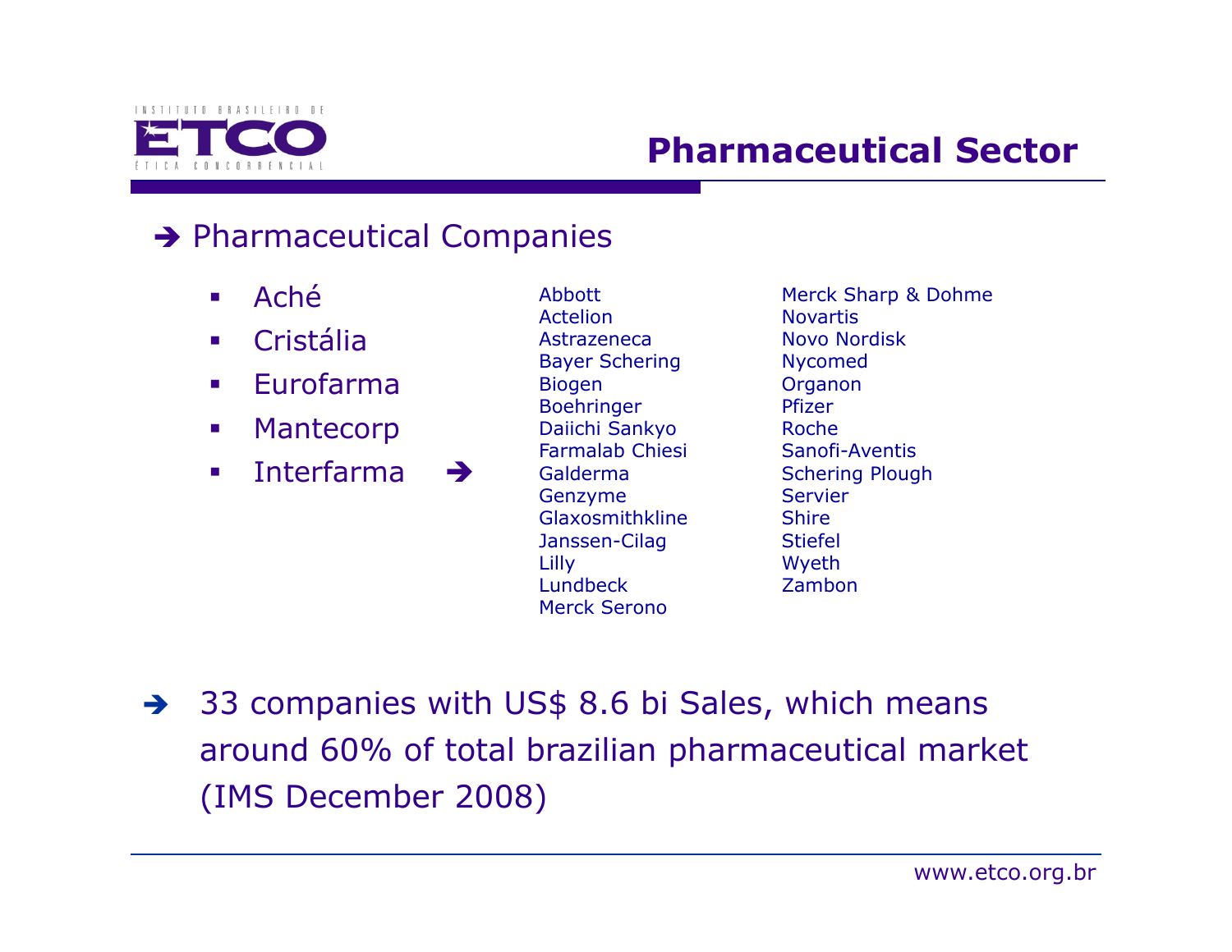# Pharmaceutical Sector

➔ Pharmaceutical Companies

- Aché
- Cristália
- Eurofarma
- Mantecorp
- Interfarma ➔

Abbott
Actelion
Astrazeneca
Bayer Schering
Biogen
Boehringer
Daiichi Sankyo
Farmalab Chiesi
Galderma
Genzyme
Glaxosmithkline
Janssen-Cilag
Lilly
Lundbeck
Merck Serono
Merck Sharp & Dohme
Novartis
Novo Nordisk
Nycomed
Organon
Pfizer
Roche
Sanofi-Aventis
Schering Plough
Servier
Shire
Stiefel
Wyeth
Zambon

➔ 33 companies with US$ 8.6 bi Sales, which means around 60% of total brazilian pharmaceutical market (IMS December 2008)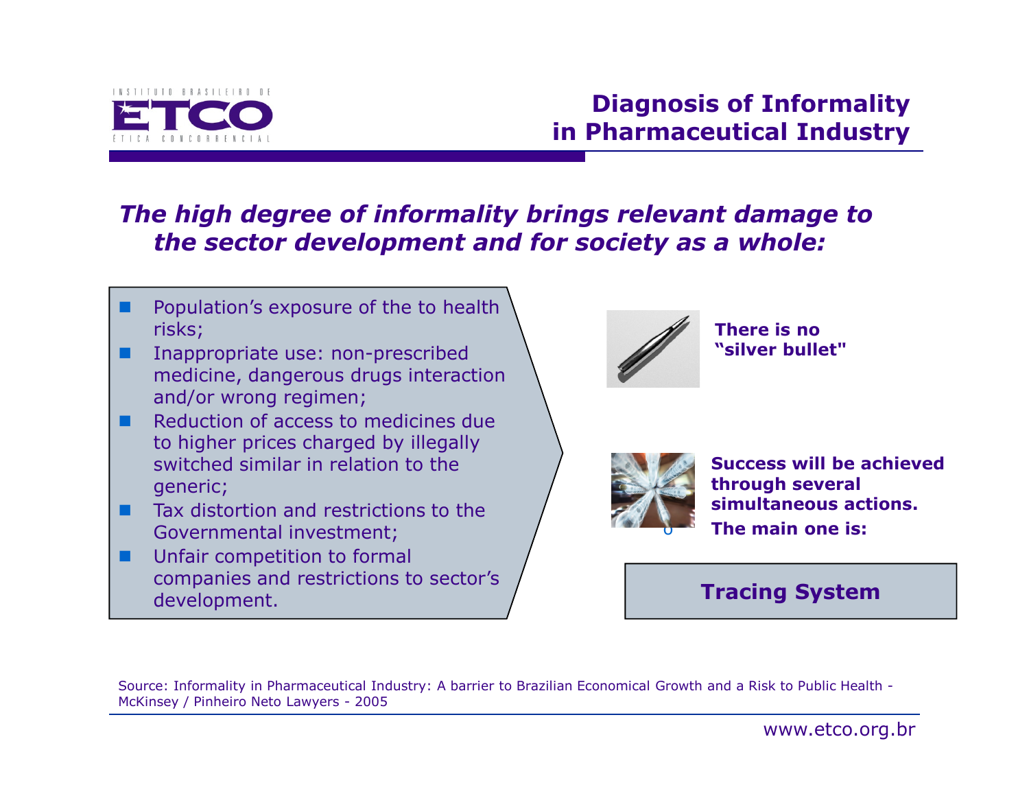## Diagnosis of Informality in Pharmaceutical Industry

***The high degree of informality brings relevant damage to the sector development and for society as a whole:***

- Population's exposure of the to health risks;
- Inappropriate use: non-prescribed medicine, dangerous drugs interaction and/or wrong regimen;
- Reduction of access to medicines due to higher prices charged by illegally switched similar in relation to the generic;
- Tax distortion and restrictions to the Governmental investment;
- Unfair competition to formal companies and restrictions to sector's development.

**There is no "silver bullet"**

**Success will be achieved through several simultaneous actions.**

**The main one is:**

**Tracing System**

Source: Informality in Pharmaceutical Industry: A barrier to Brazilian Economical Growth and a Risk to Public Health - McKinsey / Pinheiro Neto Lawyers - 2005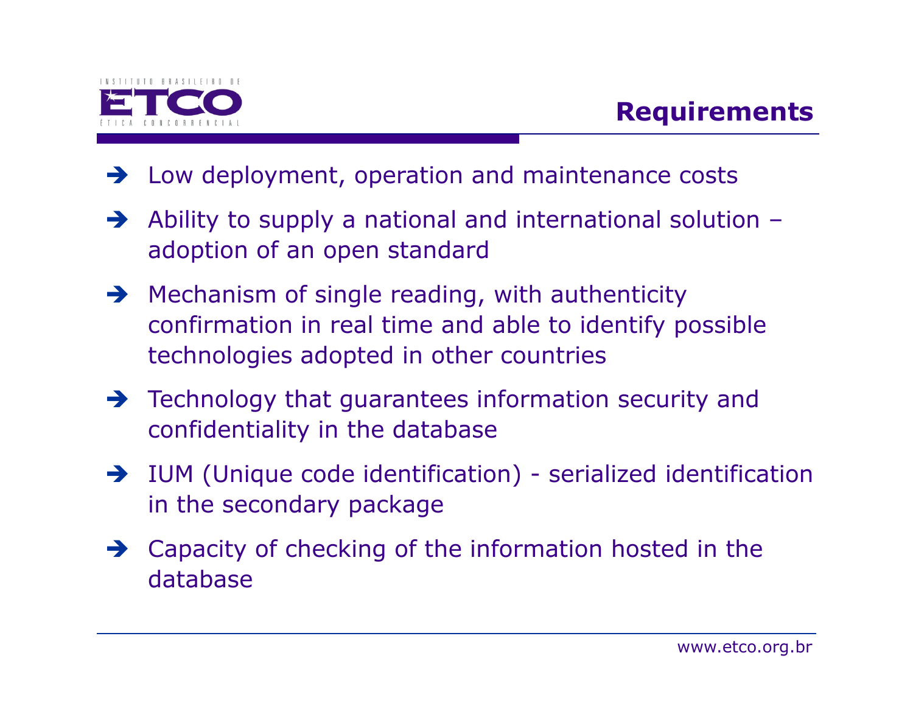# Requirements

- Low deployment, operation and maintenance costs
- Ability to supply a national and international solution – adoption of an open standard
- Mechanism of single reading, with authenticity confirmation in real time and able to identify possible technologies adopted in other countries
- Technology that guarantees information security and confidentiality in the database
- IUM (Unique code identification) - serialized identification in the secondary package
- Capacity of checking of the information hosted in the database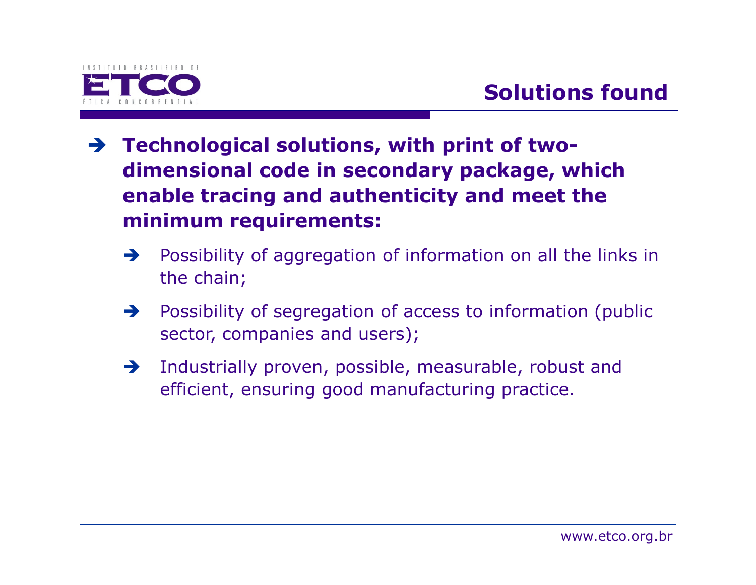# Solutions found

- **Technological solutions, with print of two-dimensional code in secondary package, which enable tracing and authenticity and meet the minimum requirements:**
  - Possibility of aggregation of information on all the links in the chain;
  - Possibility of segregation of access to information (public sector, companies and users);
  - Industrially proven, possible, measurable, robust and efficient, ensuring good manufacturing practice.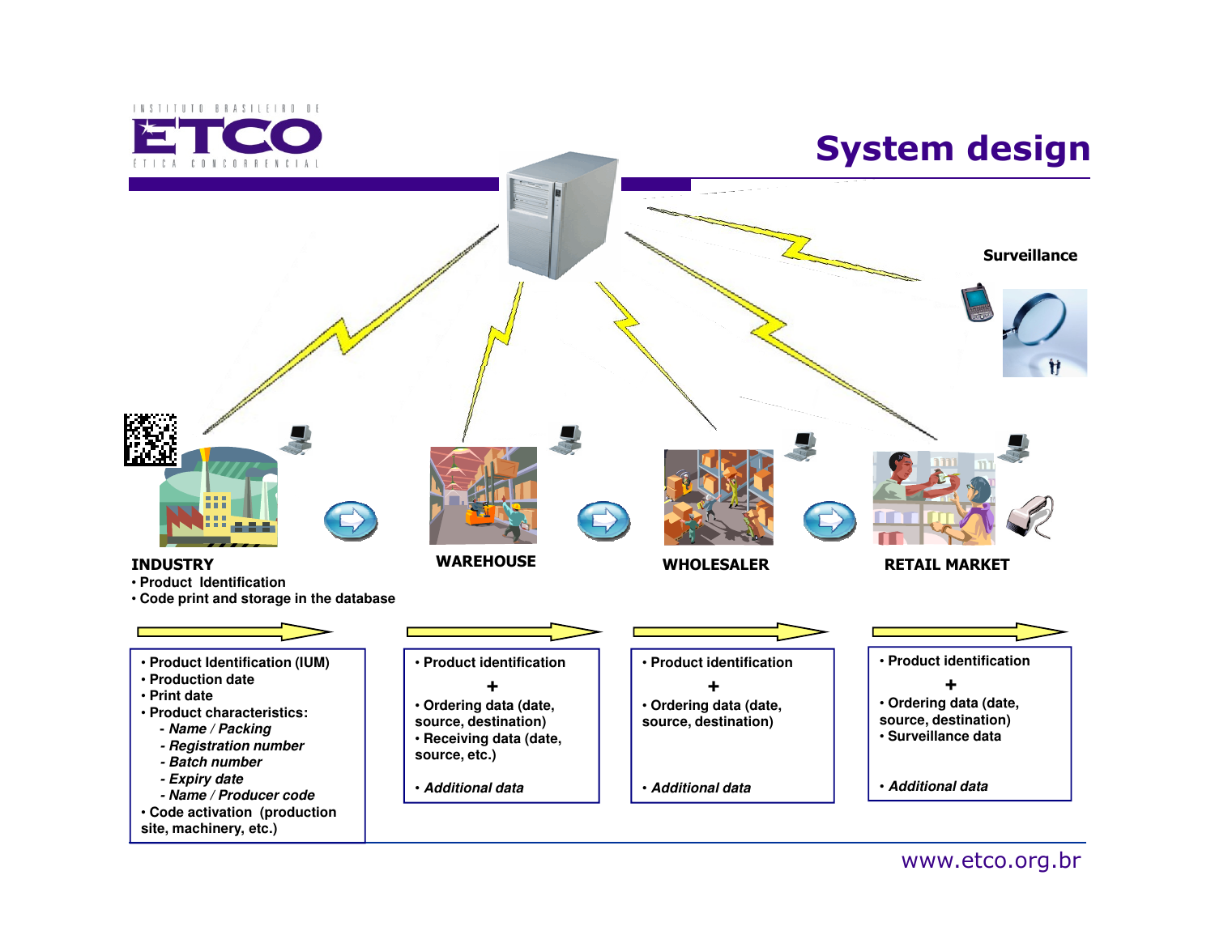# System design

Surveillance

**INDUSTRY**
- **Product Identification**
- **Code print and storage in the database**

**WAREHOUSE**

**WHOLESALER**

**RETAIL MARKET**

**Industry**
- **Product Identification (IUM)**
- **Production date**
- **Print date**
- **Product characteristics:**
  - ***Name / Packing***
  - ***Registration number***
  - ***Batch number***
  - ***Expiry date***
  - ***Name / Producer code***
- **Code activation (production site, machinery, etc.)**

**Warehouse**
- **Product identification**

**+**

- **Ordering data (date, source, destination)**
- **Receiving data (date, source, etc.)**
- ***Additional data***

**Wholesaler**
- **Product identification**

**+**

- **Ordering data (date, source, destination)**
- ***Additional data***

**Retail market**
- **Product identification**

**+**

- **Ordering data (date, source, destination)**
- **Surveillance data**
- ***Additional data***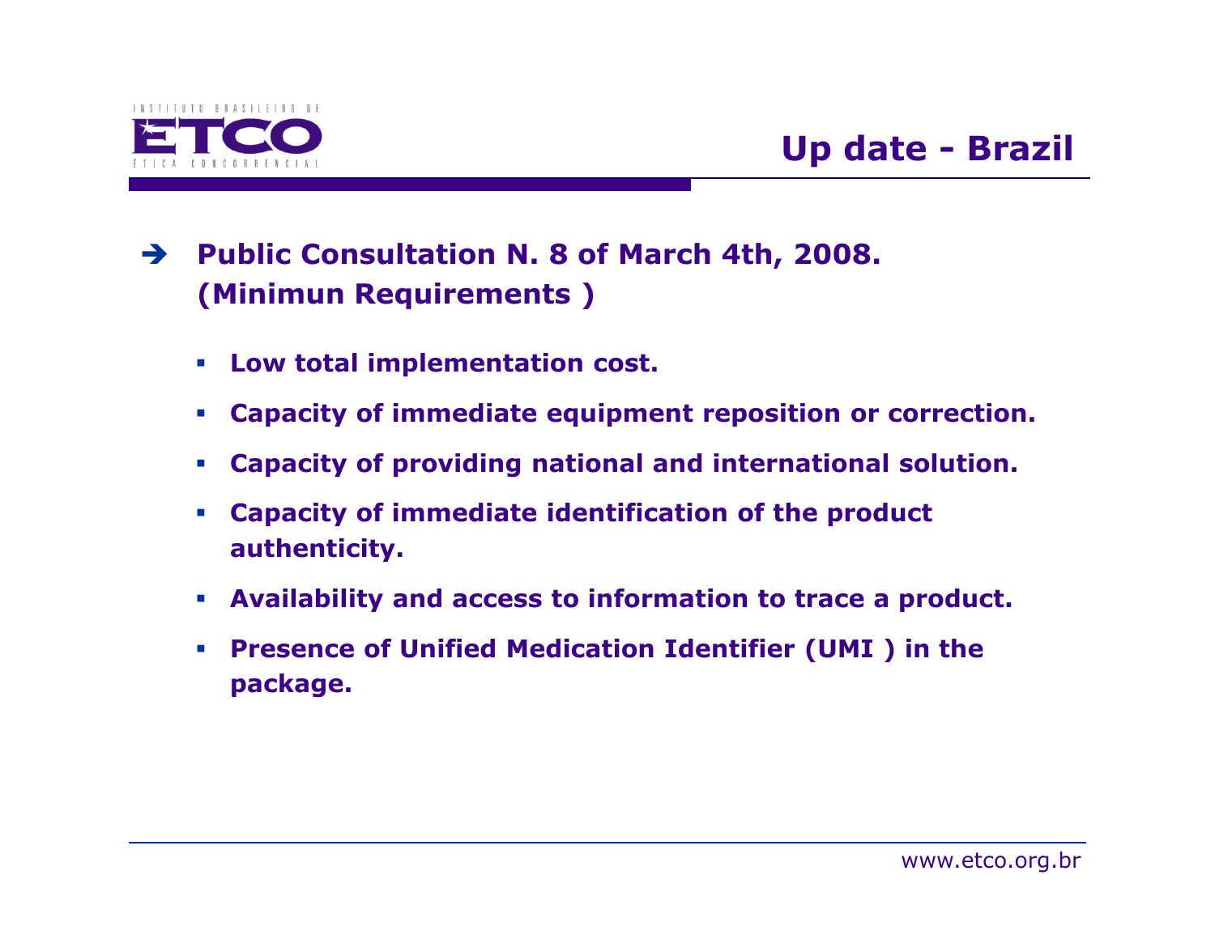## Up date - Brazil

- **Public Consultation N. 8 of March 4th, 2008. (Minimun Requirements )**
  - **Low total implementation cost.**
  - **Capacity of immediate equipment reposition or correction.**
  - **Capacity of providing national and international solution.**
  - **Capacity of immediate identification of the product authenticity.**
  - **Availability and access to information to trace a product.**
  - **Presence of Unified Medication Identifier (UMI ) in the package.**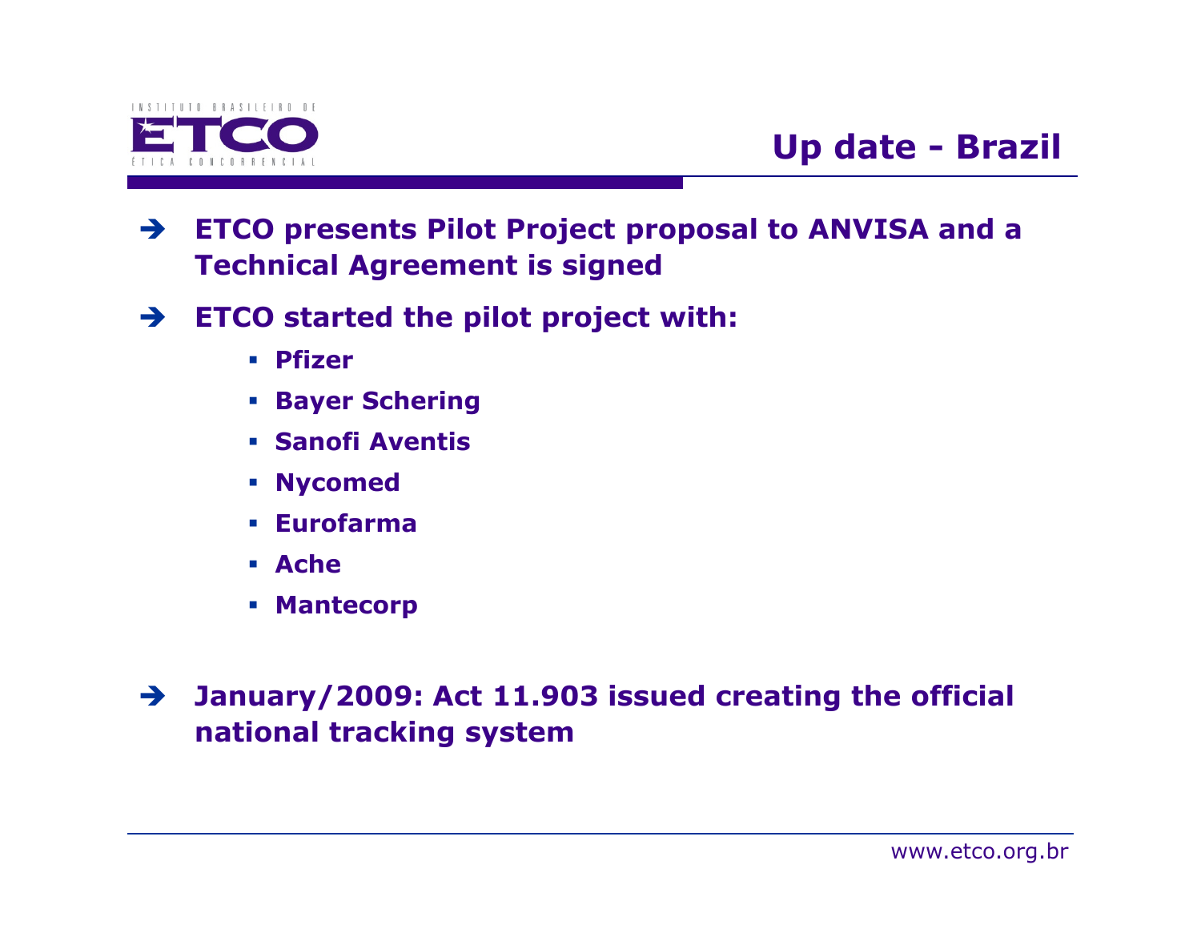## Up date - Brazil

- ETCO presents Pilot Project proposal to ANVISA and a Technical Agreement is signed
- ETCO started the pilot project with:
  - Pfizer
  - Bayer Schering
  - Sanofi Aventis
  - Nycomed
  - Eurofarma
  - Ache
  - Mantecorp
- January/2009: Act 11.903 issued creating the official national tracking system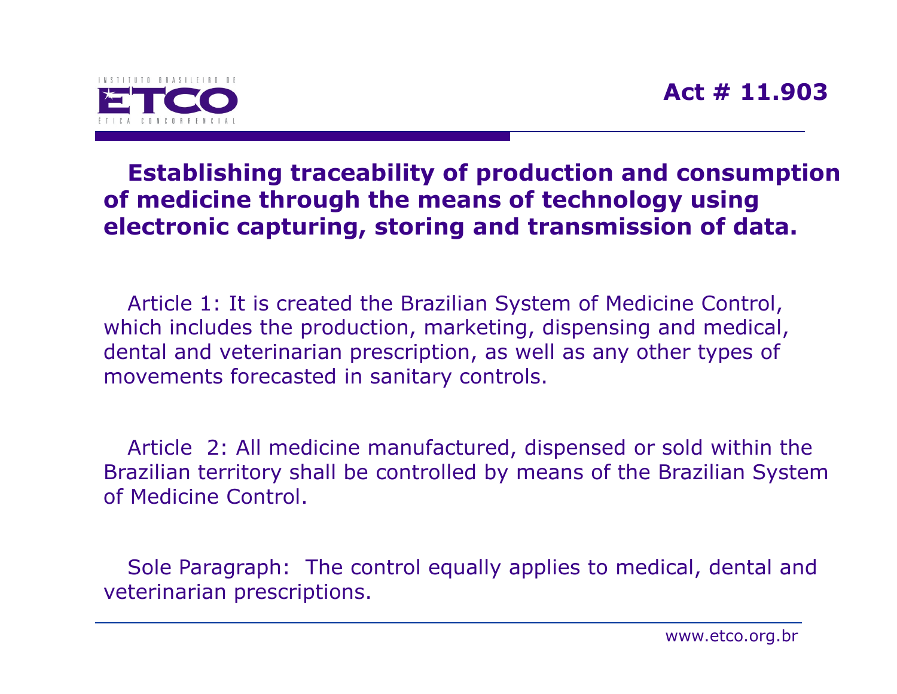# Act # 11.903

**Establishing traceability of production and consumption of medicine through the means of technology using electronic capturing, storing and transmission of data.**

Article 1: It is created the Brazilian System of Medicine Control, which includes the production, marketing, dispensing and medical, dental and veterinarian prescription, as well as any other types of movements forecasted in sanitary controls.

Article 2: All medicine manufactured, dispensed or sold within the Brazilian territory shall be controlled by means of the Brazilian System of Medicine Control.

Sole Paragraph: The control equally applies to medical, dental and veterinarian prescriptions.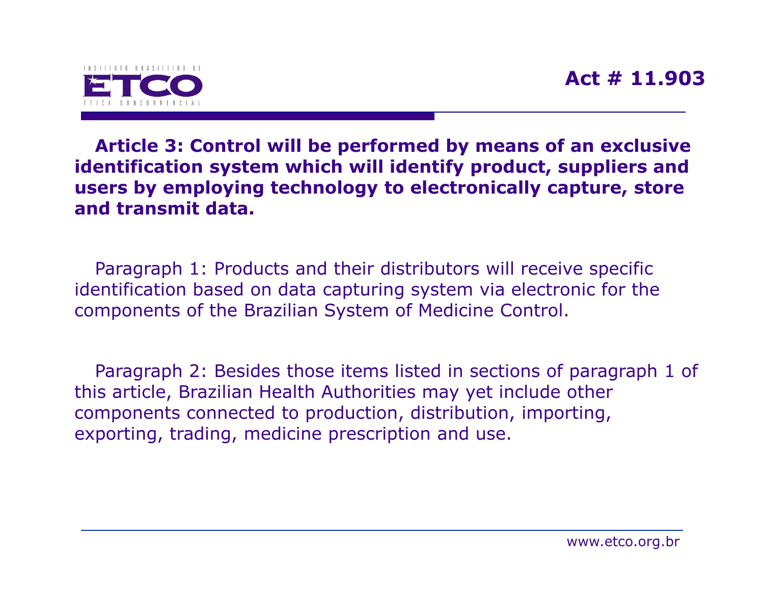# Act # 11.903

**Article 3: Control will be performed by means of an exclusive identification system which will identify product, suppliers and users by employing technology to electronically capture, store and transmit data.**

Paragraph 1: Products and their distributors will receive specific identification based on data capturing system via electronic for the components of the Brazilian System of Medicine Control.

Paragraph 2: Besides those items listed in sections of paragraph 1 of this article, Brazilian Health Authorities may yet include other components connected to production, distribution, importing, exporting, trading, medicine prescription and use.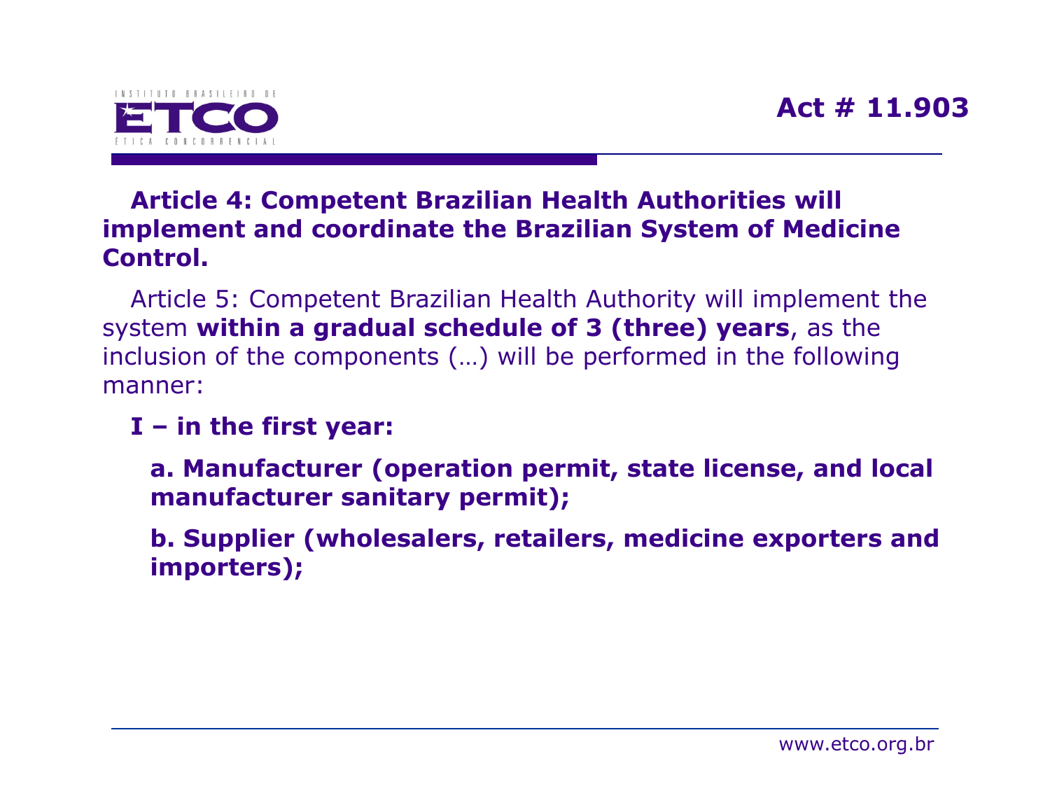# Act # 11.903

**Article 4: Competent Brazilian Health Authorities will implement and coordinate the Brazilian System of Medicine Control.**

Article 5: Competent Brazilian Health Authority will implement the system **within a gradual schedule of 3 (three) years**, as the inclusion of the components (…) will be performed in the following manner:

**I – in the first year:**

**a. Manufacturer (operation permit, state license, and local manufacturer sanitary permit);**

**b. Supplier (wholesalers, retailers, medicine exporters and importers);**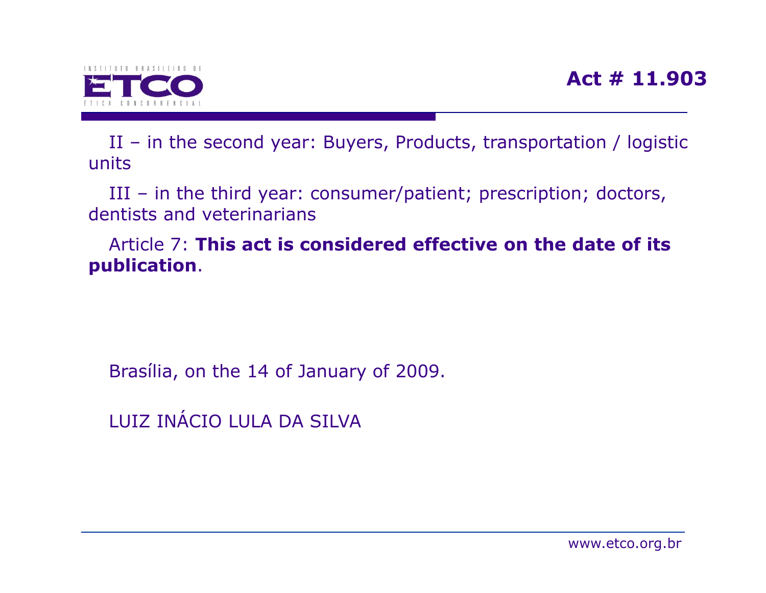II – in the second year: Buyers, Products, transportation / logistic units

III – in the third year: consumer/patient; prescription; doctors, dentists and veterinarians

Article 7: **This act is considered effective on the date of its publication**.

Brasília, on the 14 of January of 2009.

LUIZ INÁCIO LULA DA SILVA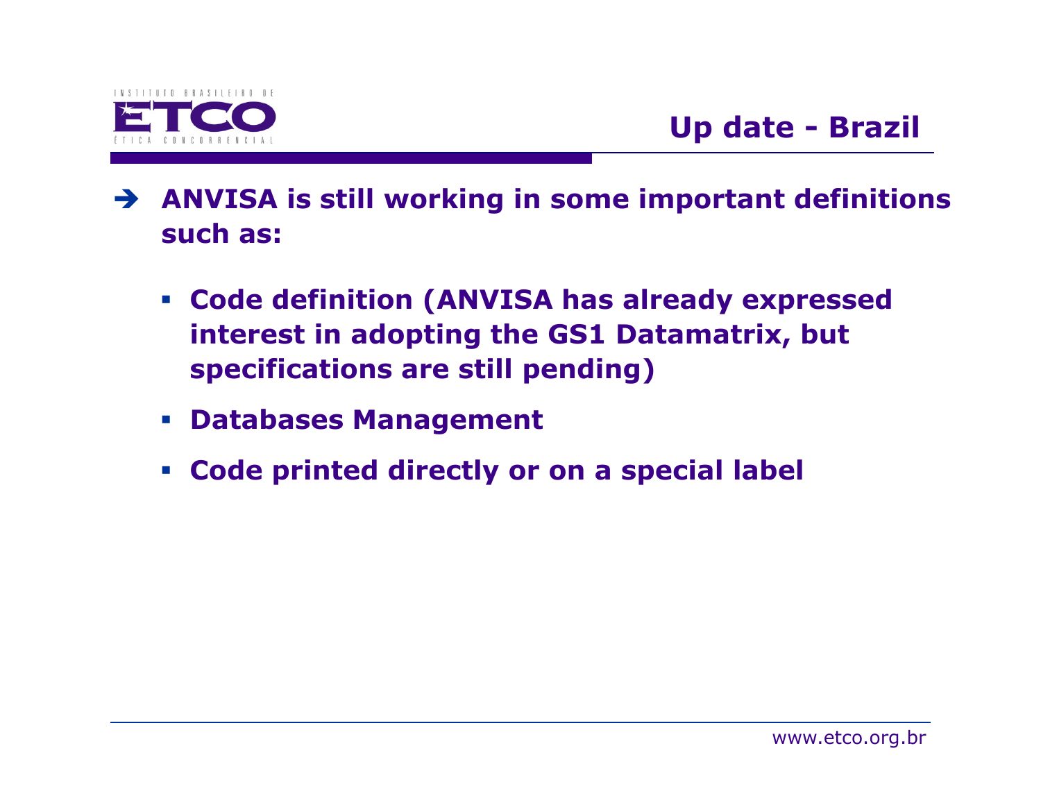## Up date - Brazil

- **ANVISA is still working in some important definitions such as:**
  - **Code definition (ANVISA has already expressed interest in adopting the GS1 Datamatrix, but specifications are still pending)**
  - **Databases Management**
  - **Code printed directly or on a special label**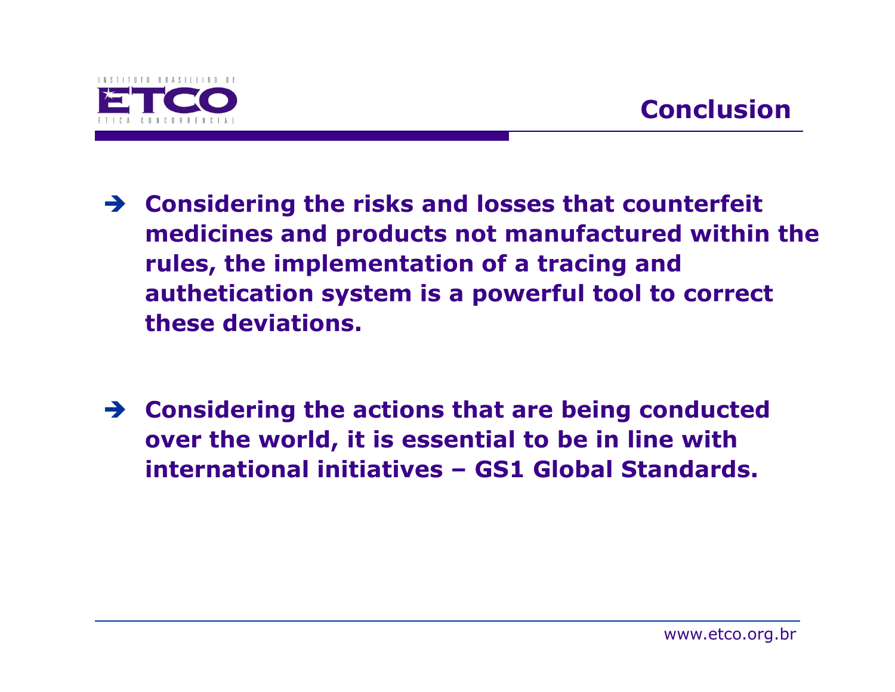# Conclusion

- **Considering the risks and losses that counterfeit medicines and products not manufactured within the rules, the implementation of a tracing and authetication system is a powerful tool to correct these deviations.**

- **Considering the actions that are being conducted over the world, it is essential to be in line with international initiatives – GS1 Global Standards.**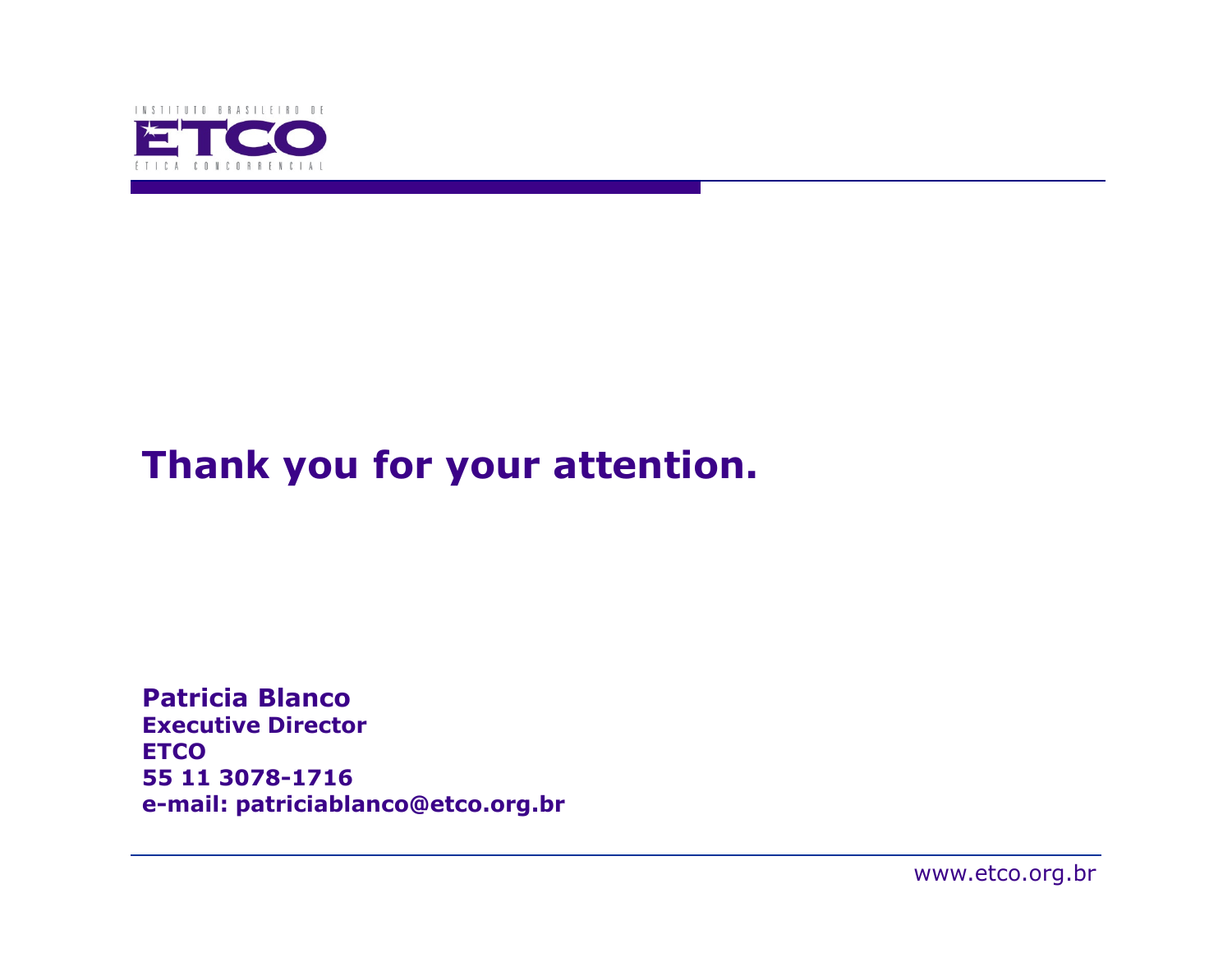INSTITUTO BRASILEIRO DE

ETCO

ÉTICA CONCORRENCIAL

## Thank you for your attention.

**Patricia Blanco**
**Executive Director**
**ETCO**
**55 11 3078-1716**
**e-mail: patriciablanco@etco.org.br**

www.etco.org.br